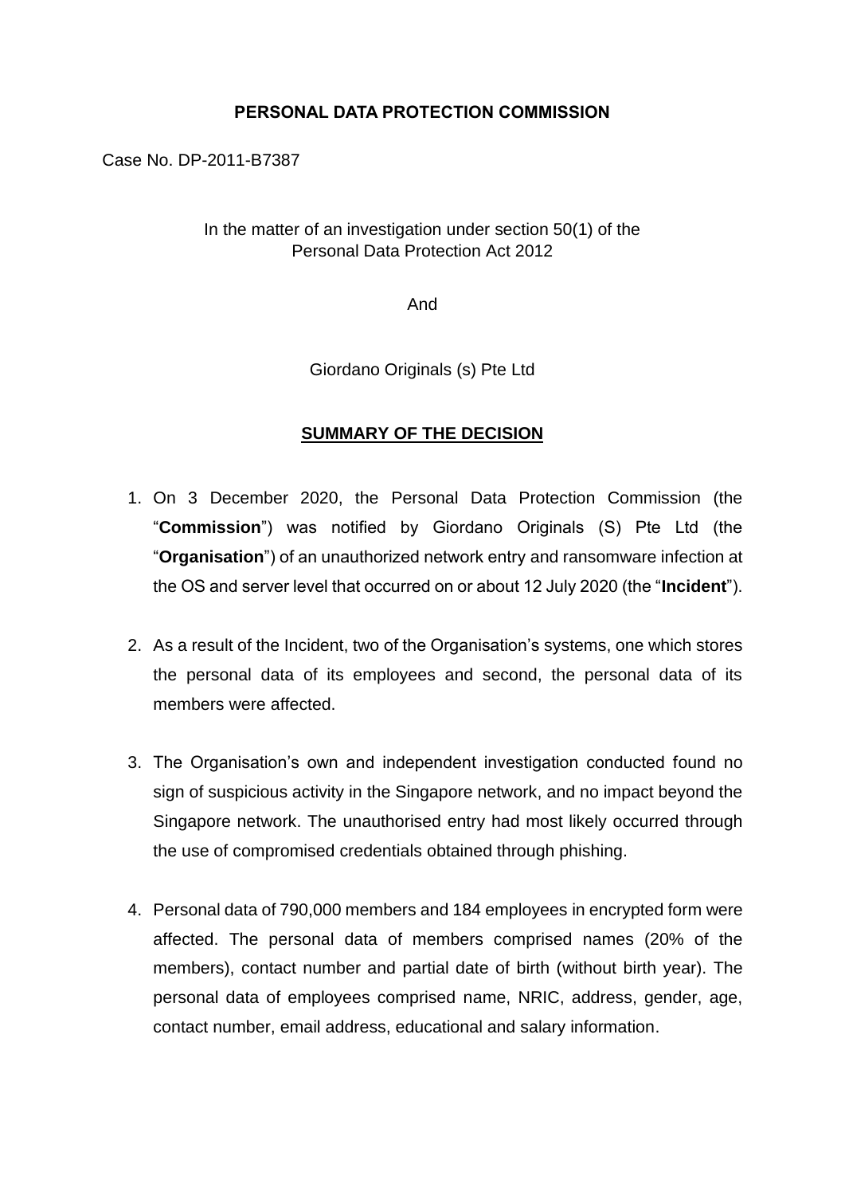**PERSONAL DATA PROTECTION COMMISSION**

Case No. DP-2011-B7387

In the matter of an investigation under section 50(1) of the Personal Data Protection Act 2012

And

Giordano Originals (s) Pte Ltd

**SUMMARY OF THE DECISION**

1. On 3 December 2020, the Personal Data Protection Commission (the "**Commission**") was notified by Giordano Originals (S) Pte Ltd (the "**Organisation**") of an unauthorized network entry and ransomware infection at the OS and server level that occurred on or about 12 July 2020 (the "**Incident**").

2. As a result of the Incident, two of the Organisation's systems, one which stores the personal data of its employees and second, the personal data of its members were affected.

3. The Organisation's own and independent investigation conducted found no sign of suspicious activity in the Singapore network, and no impact beyond the Singapore network. The unauthorised entry had most likely occurred through the use of compromised credentials obtained through phishing.

4. Personal data of 790,000 members and 184 employees in encrypted form were affected. The personal data of members comprised names (20% of the members), contact number and partial date of birth (without birth year). The personal data of employees comprised name, NRIC, address, gender, age, contact number, email address, educational and salary information.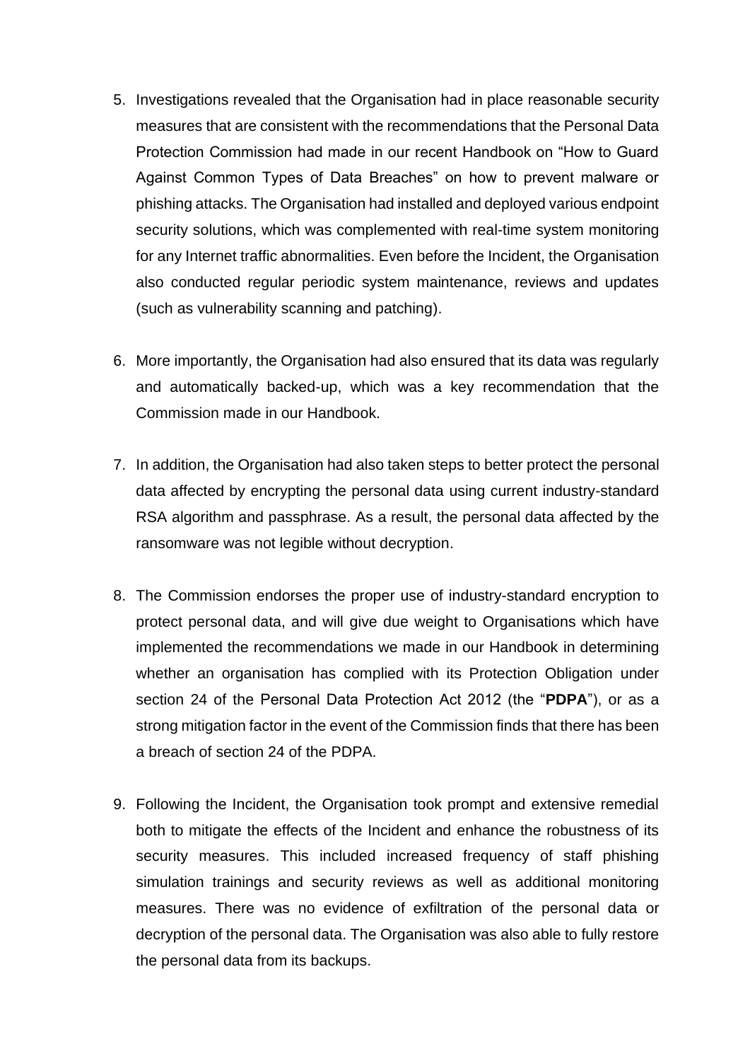5. Investigations revealed that the Organisation had in place reasonable security measures that are consistent with the recommendations that the Personal Data Protection Commission had made in our recent Handbook on "How to Guard Against Common Types of Data Breaches" on how to prevent malware or phishing attacks. The Organisation had installed and deployed various endpoint security solutions, which was complemented with real-time system monitoring for any Internet traffic abnormalities. Even before the Incident, the Organisation also conducted regular periodic system maintenance, reviews and updates (such as vulnerability scanning and patching).

6. More importantly, the Organisation had also ensured that its data was regularly and automatically backed-up, which was a key recommendation that the Commission made in our Handbook.

7. In addition, the Organisation had also taken steps to better protect the personal data affected by encrypting the personal data using current industry-standard RSA algorithm and passphrase. As a result, the personal data affected by the ransomware was not legible without decryption.

8. The Commission endorses the proper use of industry-standard encryption to protect personal data, and will give due weight to Organisations which have implemented the recommendations we made in our Handbook in determining whether an organisation has complied with its Protection Obligation under section 24 of the Personal Data Protection Act 2012 (the "**PDPA**"), or as a strong mitigation factor in the event of the Commission finds that there has been a breach of section 24 of the PDPA.

9. Following the Incident, the Organisation took prompt and extensive remedial both to mitigate the effects of the Incident and enhance the robustness of its security measures. This included increased frequency of staff phishing simulation trainings and security reviews as well as additional monitoring measures. There was no evidence of exfiltration of the personal data or decryption of the personal data. The Organisation was also able to fully restore the personal data from its backups.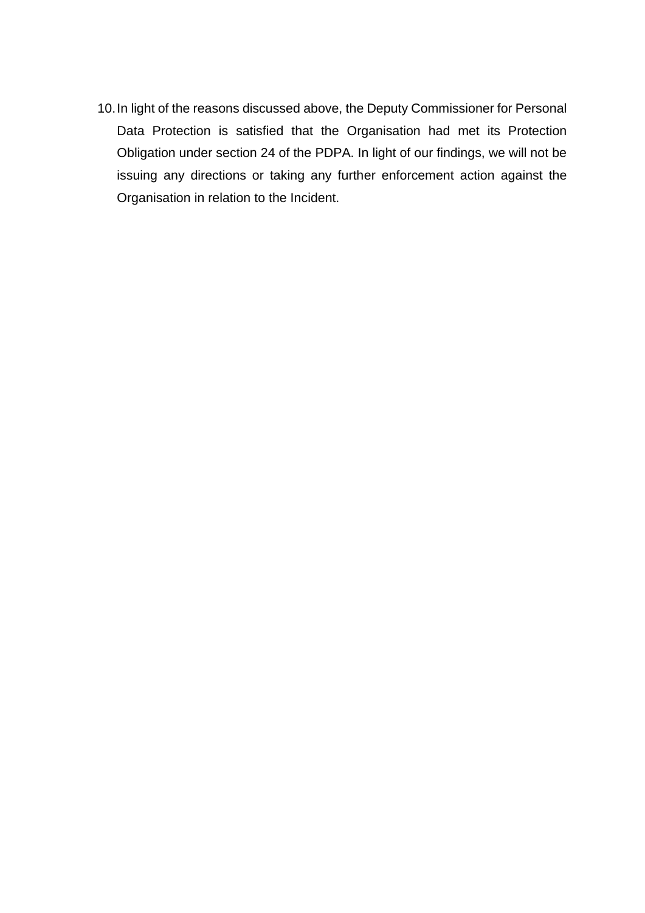10. In light of the reasons discussed above, the Deputy Commissioner for Personal Data Protection is satisfied that the Organisation had met its Protection Obligation under section 24 of the PDPA. In light of our findings, we will not be issuing any directions or taking any further enforcement action against the Organisation in relation to the Incident.